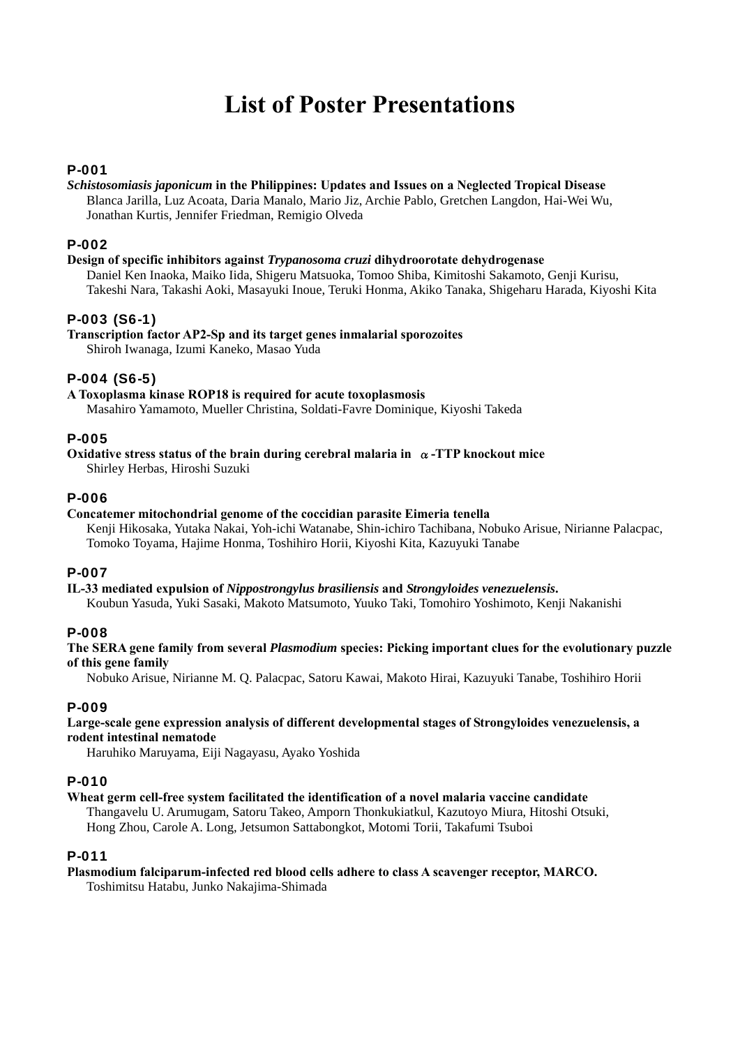# List of Poster Presentations

### P-001

***Schistosomiasis japonicum* in the Philippines: Updates and Issues on a Neglected Tropical Disease**

Blanca Jarilla, Luz Acoata, Daria Manalo, Mario Jiz, Archie Pablo, Gretchen Langdon, Hai-Wei Wu, Jonathan Kurtis, Jennifer Friedman, Remigio Olveda

### P-002

**Design of specific inhibitors against *Trypanosoma cruzi* dihydroorotate dehydrogenase**

Daniel Ken Inaoka, Maiko Iida, Shigeru Matsuoka, Tomoo Shiba, Kimitoshi Sakamoto, Genji Kurisu, Takeshi Nara, Takashi Aoki, Masayuki Inoue, Teruki Honma, Akiko Tanaka, Shigeharu Harada, Kiyoshi Kita

### P-003 (S6-1)

**Transcription factor AP2-Sp and its target genes inmalarial sporozoites**

Shiroh Iwanaga, Izumi Kaneko, Masao Yuda

### P-004 (S6-5)

**A Toxoplasma kinase ROP18 is required for acute toxoplasmosis**

Masahiro Yamamoto, Mueller Christina, Soldati-Favre Dominique, Kiyoshi Takeda

### P-005

**Oxidative stress status of the brain during cerebral malaria in $\alpha$-TTP knockout mice**

Shirley Herbas, Hiroshi Suzuki

### P-006

**Concatemer mitochondrial genome of the coccidian parasite Eimeria tenella**

Kenji Hikosaka, Yutaka Nakai, Yoh-ichi Watanabe, Shin-ichiro Tachibana, Nobuko Arisue, Nirianne Palacpac, Tomoko Toyama, Hajime Honma, Toshihiro Horii, Kiyoshi Kita, Kazuyuki Tanabe

### P-007

**IL-33 mediated expulsion of *Nippostrongylus brasiliensis* and *Strongyloides venezuelensis*.**

Koubun Yasuda, Yuki Sasaki, Makoto Matsumoto, Yuuko Taki, Tomohiro Yoshimoto, Kenji Nakanishi

### P-008

**The SERA gene family from several *Plasmodium* species: Picking important clues for the evolutionary puzzle of this gene family**

Nobuko Arisue, Nirianne M. Q. Palacpac, Satoru Kawai, Makoto Hirai, Kazuyuki Tanabe, Toshihiro Horii

### P-009

**Large-scale gene expression analysis of different developmental stages of Strongyloides venezuelensis, a rodent intestinal nematode**

Haruhiko Maruyama, Eiji Nagayasu, Ayako Yoshida

### P-010

**Wheat germ cell-free system facilitated the identification of a novel malaria vaccine candidate**

Thangavelu U. Arumugam, Satoru Takeo, Amporn Thonkukiatkul, Kazutoyo Miura, Hitoshi Otsuki, Hong Zhou, Carole A. Long, Jetsumon Sattabongkot, Motomi Torii, Takafumi Tsuboi

### P-011

**Plasmodium falciparum-infected red blood cells adhere to class A scavenger receptor, MARCO.**

Toshimitsu Hatabu, Junko Nakajima-Shimada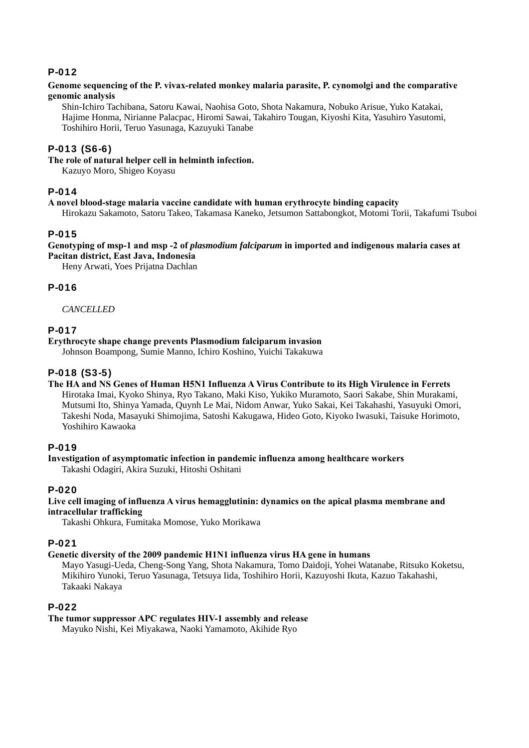### P-012

**Genome sequencing of the P. vivax-related monkey malaria parasite, P. cynomolgi and the comparative genomic analysis**

Shin-Ichiro Tachibana, Satoru Kawai, Naohisa Goto, Shota Nakamura, Nobuko Arisue, Yuko Katakai, Hajime Honma, Nirianne Palacpac, Hiromi Sawai, Takahiro Tougan, Kiyoshi Kita, Yasuhiro Yasutomi, Toshihiro Horii, Teruo Yasunaga, Kazuyuki Tanabe

### P-013 (S6-6)

**The role of natural helper cell in helminth infection.**

Kazuyo Moro, Shigeo Koyasu

### P-014

**A novel blood-stage malaria vaccine candidate with human erythrocyte binding capacity**

Hirokazu Sakamoto, Satoru Takeo, Takamasa Kaneko, Jetsumon Sattabongkot, Motomi Torii, Takafumi Tsuboi

### P-015

**Genotyping of msp-1 and msp -2 of *plasmodium falciparum* in imported and indigenous malaria cases at Pacitan district, East Java, Indonesia**

Heny Arwati, Yoes Prijatna Dachlan

### P-016

*CANCELLED*

### P-017

**Erythrocyte shape change prevents Plasmodium falciparum invasion**

Johnson Boampong, Sumie Manno, Ichiro Koshino, Yuichi Takakuwa

### P-018 (S3-5)

**The HA and NS Genes of Human H5N1 Influenza A Virus Contribute to its High Virulence in Ferrets**

Hirotaka Imai, Kyoko Shinya, Ryo Takano, Maki Kiso, Yukiko Muramoto, Saori Sakabe, Shin Murakami, Mutsumi Ito, Shinya Yamada, Quynh Le Mai, Nidom Anwar, Yuko Sakai, Kei Takahashi, Yasuyuki Omori, Takeshi Noda, Masayuki Shimojima, Satoshi Kakugawa, Hideo Goto, Kiyoko Iwasuki, Taisuke Horimoto, Yoshihiro Kawaoka

### P-019

**Investigation of asymptomatic infection in pandemic influenza among healthcare workers**

Takashi Odagiri, Akira Suzuki, Hitoshi Oshitani

### P-020

**Live cell imaging of influenza A virus hemagglutinin: dynamics on the apical plasma membrane and intracellular trafficking**

Takashi Ohkura, Fumitaka Momose, Yuko Morikawa

### P-021

**Genetic diversity of the 2009 pandemic H1N1 influenza virus HA gene in humans**

Mayo Yasugi-Ueda, Cheng-Song Yang, Shota Nakamura, Tomo Daidoji, Yohei Watanabe, Ritsuko Koketsu, Mikihiro Yunoki, Teruo Yasunaga, Tetsuya Iida, Toshihiro Horii, Kazuyoshi Ikuta, Kazuo Takahashi, Takaaki Nakaya

### P-022

**The tumor suppressor APC regulates HIV-1 assembly and release**

Mayuko Nishi, Kei Miyakawa, Naoki Yamamoto, Akihide Ryo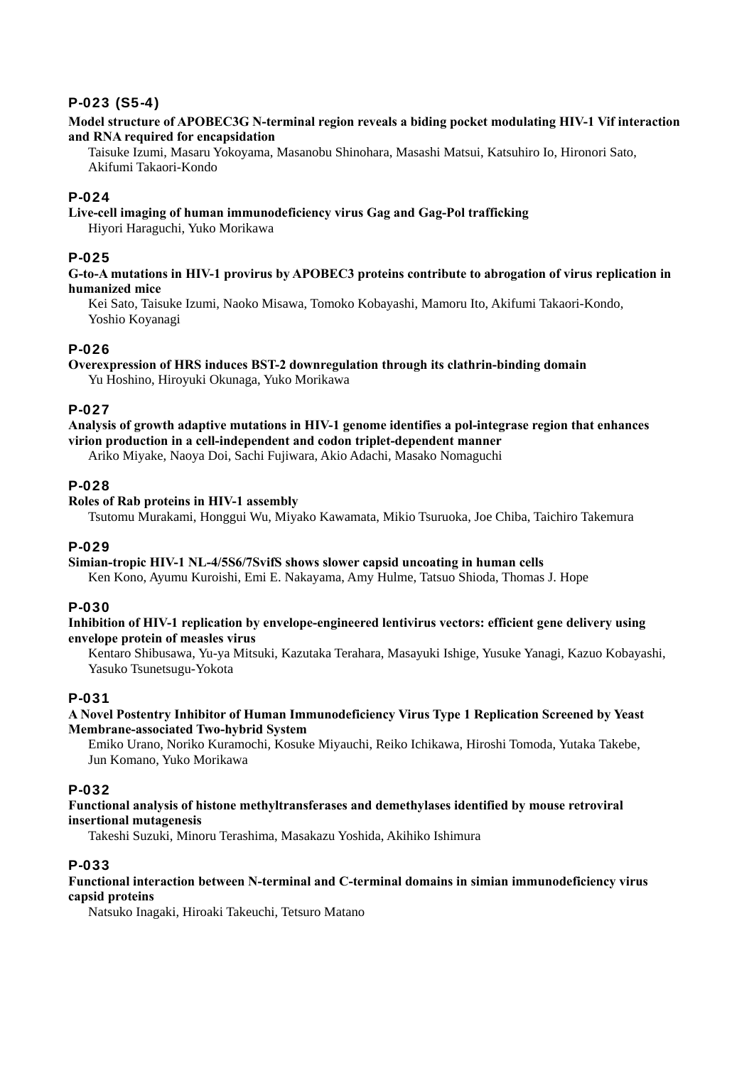### P-023 (S5-4)

**Model structure of APOBEC3G N-terminal region reveals a biding pocket modulating HIV-1 Vif interaction and RNA required for encapsidation**

Taisuke Izumi, Masaru Yokoyama, Masanobu Shinohara, Masashi Matsui, Katsuhiro Io, Hironori Sato, Akifumi Takaori-Kondo

### P-024

**Live-cell imaging of human immunodeficiency virus Gag and Gag-Pol trafficking**

Hiyori Haraguchi, Yuko Morikawa

### P-025

**G-to-A mutations in HIV-1 provirus by APOBEC3 proteins contribute to abrogation of virus replication in humanized mice**

Kei Sato, Taisuke Izumi, Naoko Misawa, Tomoko Kobayashi, Mamoru Ito, Akifumi Takaori-Kondo, Yoshio Koyanagi

### P-026

**Overexpression of HRS induces BST-2 downregulation through its clathrin-binding domain**

Yu Hoshino, Hiroyuki Okunaga, Yuko Morikawa

### P-027

**Analysis of growth adaptive mutations in HIV-1 genome identifies a pol-integrase region that enhances virion production in a cell-independent and codon triplet-dependent manner**

Ariko Miyake, Naoya Doi, Sachi Fujiwara, Akio Adachi, Masako Nomaguchi

### P-028

**Roles of Rab proteins in HIV-1 assembly**

Tsutomu Murakami, Honggui Wu, Miyako Kawamata, Mikio Tsuruoka, Joe Chiba, Taichiro Takemura

### P-029

**Simian-tropic HIV-1 NL-4/5S6/7SvifS shows slower capsid uncoating in human cells**

Ken Kono, Ayumu Kuroishi, Emi E. Nakayama, Amy Hulme, Tatsuo Shioda, Thomas J. Hope

### P-030

**Inhibition of HIV-1 replication by envelope-engineered lentivirus vectors: efficient gene delivery using envelope protein of measles virus**

Kentaro Shibusawa, Yu-ya Mitsuki, Kazutaka Terahara, Masayuki Ishige, Yusuke Yanagi, Kazuo Kobayashi, Yasuko Tsunetsugu-Yokota

### P-031

**A Novel Postentry Inhibitor of Human Immunodeficiency Virus Type 1 Replication Screened by Yeast Membrane-associated Two-hybrid System**

Emiko Urano, Noriko Kuramochi, Kosuke Miyauchi, Reiko Ichikawa, Hiroshi Tomoda, Yutaka Takebe, Jun Komano, Yuko Morikawa

### P-032

**Functional analysis of histone methyltransferases and demethylases identified by mouse retroviral insertional mutagenesis**

Takeshi Suzuki, Minoru Terashima, Masakazu Yoshida, Akihiko Ishimura

### P-033

**Functional interaction between N-terminal and C-terminal domains in simian immunodeficiency virus capsid proteins**

Natsuko Inagaki, Hiroaki Takeuchi, Tetsuro Matano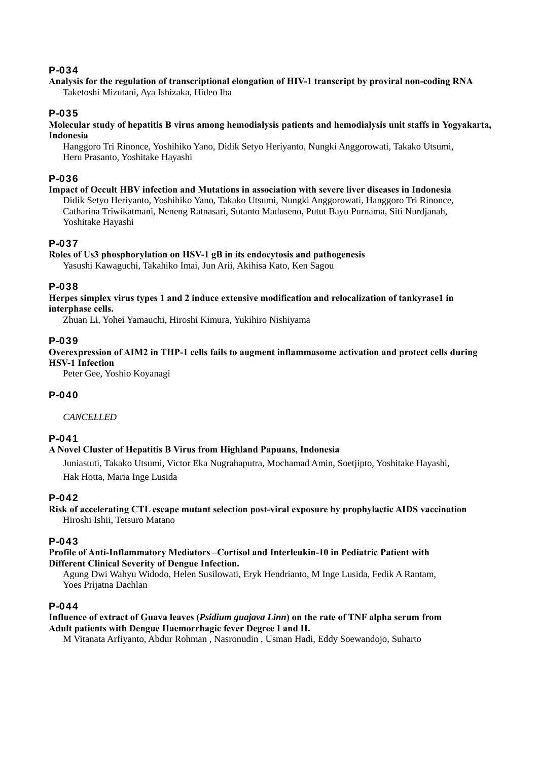### P-034

**Analysis for the regulation of transcriptional elongation of HIV-1 transcript by proviral non-coding RNA**

Taketoshi Mizutani, Aya Ishizaka, Hideo Iba

### P-035

**Molecular study of hepatitis B virus among hemodialysis patients and hemodialysis unit staffs in Yogyakarta, Indonesia**

Hanggoro Tri Rinonce, Yoshihiko Yano, Didik Setyo Heriyanto, Nungki Anggorowati, Takako Utsumi, Heru Prasanto, Yoshitake Hayashi

### P-036

**Impact of Occult HBV infection and Mutations in association with severe liver diseases in Indonesia**

Didik Setyo Heriyanto, Yoshihiko Yano, Takako Utsumi, Nungki Anggorowati, Hanggoro Tri Rinonce, Catharina Triwikatmani, Neneng Ratnasari, Sutanto Maduseno, Putut Bayu Purnama, Siti Nurdjanah, Yoshitake Hayashi

### P-037

**Roles of Us3 phosphorylation on HSV-1 gB in its endocytosis and pathogenesis**

Yasushi Kawaguchi, Takahiko Imai, Jun Arii, Akihisa Kato, Ken Sagou

### P-038

**Herpes simplex virus types 1 and 2 induce extensive modification and relocalization of tankyrase1 in interphase cells.**

Zhuan Li, Yohei Yamauchi, Hiroshi Kimura, Yukihiro Nishiyama

### P-039

**Overexpression of AIM2 in THP-1 cells fails to augment inflammasome activation and protect cells during HSV-1 Infection**

Peter Gee, Yoshio Koyanagi

### P-040

*CANCELLED*

### P-041

**A Novel Cluster of Hepatitis B Virus from Highland Papuans, Indonesia**

Juniastuti, Takako Utsumi, Victor Eka Nugrahaputra, Mochamad Amin, Soetjipto, Yoshitake Hayashi, Hak Hotta, Maria Inge Lusida

### P-042

**Risk of accelerating CTL escape mutant selection post-viral exposure by prophylactic AIDS vaccination**

Hiroshi Ishii, Tetsuro Matano

### P-043

**Profile of Anti-Inflammatory Mediators –Cortisol and Interleukin-10 in Pediatric Patient with Different Clinical Severity of Dengue Infection.**

Agung Dwi Wahyu Widodo, Helen Susilowati, Eryk Hendrianto, M Inge Lusida, Fedik A Rantam, Yoes Prijatna Dachlan

### P-044

**Influence of extract of Guava leaves (*Psidium guajava Linn*) on the rate of TNF alpha serum from Adult patients with Dengue Haemorrhagic fever Degree I and II.**

M Vitanata Arfiyanto, Abdur Rohman , Nasronudin , Usman Hadi, Eddy Soewandojo, Suharto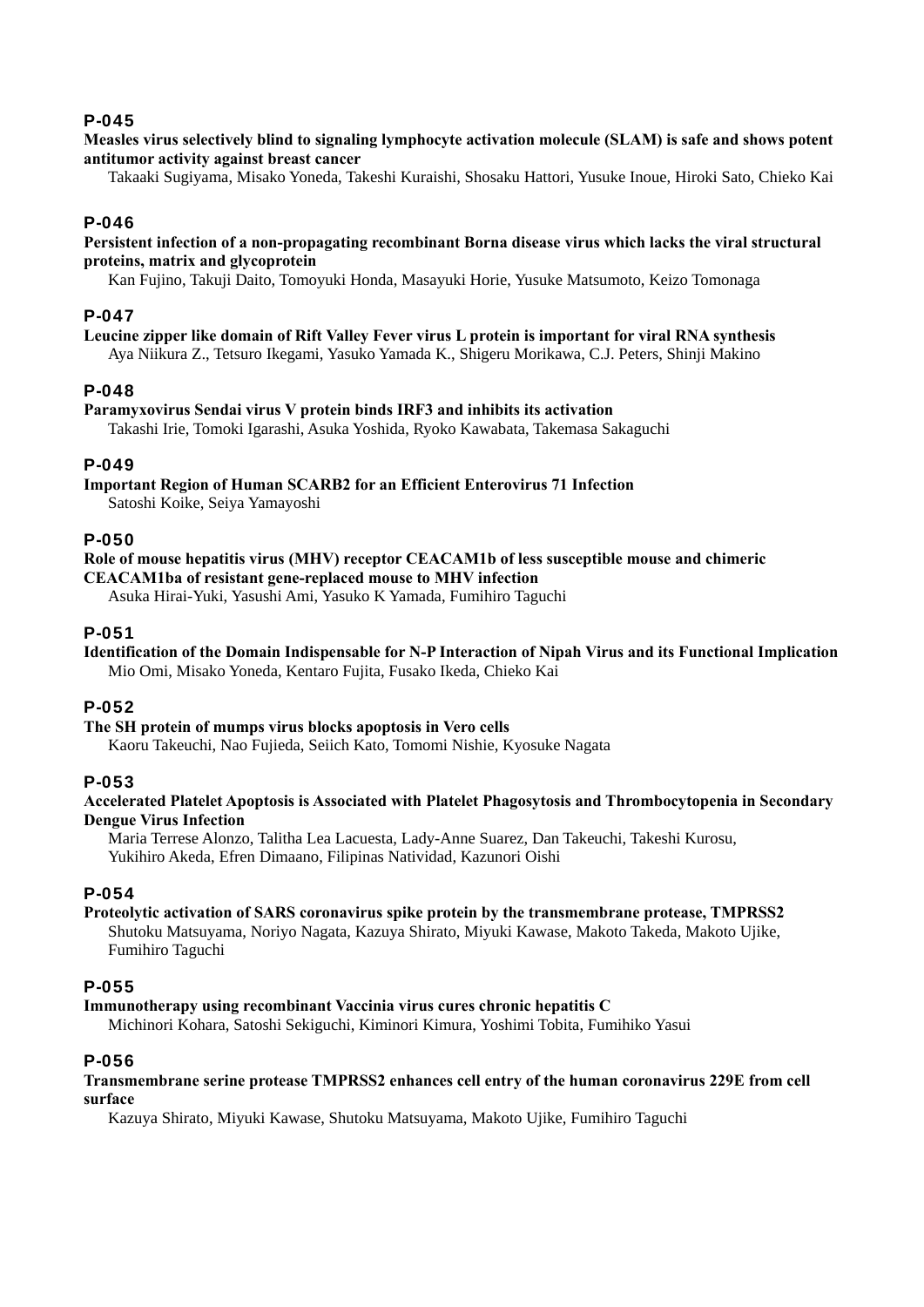### P-045

**Measles virus selectively blind to signaling lymphocyte activation molecule (SLAM) is safe and shows potent antitumor activity against breast cancer**

Takaaki Sugiyama, Misako Yoneda, Takeshi Kuraishi, Shosaku Hattori, Yusuke Inoue, Hiroki Sato, Chieko Kai

### P-046

**Persistent infection of a non-propagating recombinant Borna disease virus which lacks the viral structural proteins, matrix and glycoprotein**

Kan Fujino, Takuji Daito, Tomoyuki Honda, Masayuki Horie, Yusuke Matsumoto, Keizo Tomonaga

### P-047

**Leucine zipper like domain of Rift Valley Fever virus L protein is important for viral RNA synthesis**

Aya Niikura Z., Tetsuro Ikegami, Yasuko Yamada K., Shigeru Morikawa, C.J. Peters, Shinji Makino

### P-048

**Paramyxovirus Sendai virus V protein binds IRF3 and inhibits its activation**

Takashi Irie, Tomoki Igarashi, Asuka Yoshida, Ryoko Kawabata, Takemasa Sakaguchi

### P-049

**Important Region of Human SCARB2 for an Efficient Enterovirus 71 Infection**

Satoshi Koike, Seiya Yamayoshi

### P-050

**Role of mouse hepatitis virus (MHV) receptor CEACAM1b of less susceptible mouse and chimeric CEACAM1ba of resistant gene-replaced mouse to MHV infection**

Asuka Hirai-Yuki, Yasushi Ami, Yasuko K Yamada, Fumihiro Taguchi

### P-051

**Identification of the Domain Indispensable for N-P Interaction of Nipah Virus and its Functional Implication**

Mio Omi, Misako Yoneda, Kentaro Fujita, Fusako Ikeda, Chieko Kai

### P-052

**The SH protein of mumps virus blocks apoptosis in Vero cells**

Kaoru Takeuchi, Nao Fujieda, Seiich Kato, Tomomi Nishie, Kyosuke Nagata

### P-053

**Accelerated Platelet Apoptosis is Associated with Platelet Phagosytosis and Thrombocytopenia in Secondary Dengue Virus Infection**

Maria Terrese Alonzo, Talitha Lea Lacuesta, Lady-Anne Suarez, Dan Takeuchi, Takeshi Kurosu, Yukihiro Akeda, Efren Dimaano, Filipinas Natividad, Kazunori Oishi

### P-054

**Proteolytic activation of SARS coronavirus spike protein by the transmembrane protease, TMPRSS2**

Shutoku Matsuyama, Noriyo Nagata, Kazuya Shirato, Miyuki Kawase, Makoto Takeda, Makoto Ujike, Fumihiro Taguchi

### P-055

**Immunotherapy using recombinant Vaccinia virus cures chronic hepatitis C**

Michinori Kohara, Satoshi Sekiguchi, Kiminori Kimura, Yoshimi Tobita, Fumihiko Yasui

### P-056

**Transmembrane serine protease TMPRSS2 enhances cell entry of the human coronavirus 229E from cell surface**

Kazuya Shirato, Miyuki Kawase, Shutoku Matsuyama, Makoto Ujike, Fumihiro Taguchi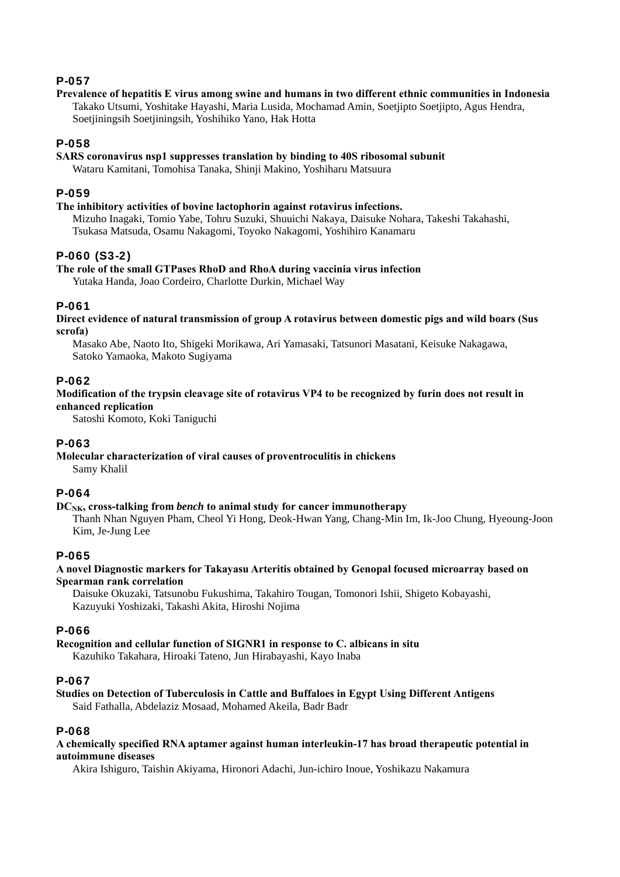## P-057

**Prevalence of hepatitis E virus among swine and humans in two different ethnic communities in Indonesia**

Takako Utsumi, Yoshitake Hayashi, Maria Lusida, Mochamad Amin, Soetjipto Soetjipto, Agus Hendra, Soetjiningsih Soetjiningsih, Yoshihiko Yano, Hak Hotta

## P-058

**SARS coronavirus nsp1 suppresses translation by binding to 40S ribosomal subunit**

Wataru Kamitani, Tomohisa Tanaka, Shinji Makino, Yoshiharu Matsuura

## P-059

**The inhibitory activities of bovine lactophorin against rotavirus infections.**

Mizuho Inagaki, Tomio Yabe, Tohru Suzuki, Shuuichi Nakaya, Daisuke Nohara, Takeshi Takahashi, Tsukasa Matsuda, Osamu Nakagomi, Toyoko Nakagomi, Yoshihiro Kanamaru

## P-060 (S3-2)

**The role of the small GTPases RhoD and RhoA during vaccinia virus infection**

Yutaka Handa, Joao Cordeiro, Charlotte Durkin, Michael Way

## P-061

**Direct evidence of natural transmission of group A rotavirus between domestic pigs and wild boars (Sus scrofa)**

Masako Abe, Naoto Ito, Shigeki Morikawa, Ari Yamasaki, Tatsunori Masatani, Keisuke Nakagawa, Satoko Yamaoka, Makoto Sugiyama

## P-062

**Modification of the trypsin cleavage site of rotavirus VP4 to be recognized by furin does not result in enhanced replication**

Satoshi Komoto, Koki Taniguchi

## P-063

**Molecular characterization of viral causes of proventroculitis in chickens**

Samy Khalil

## P-064

**$DC_{NK}$, cross-talking from *bench* to animal study for cancer immunotherapy**

Thanh Nhan Nguyen Pham, Cheol Yi Hong, Deok-Hwan Yang, Chang-Min Im, Ik-Joo Chung, Hyeoung-Joon Kim, Je-Jung Lee

## P-065

**A novel Diagnostic markers for Takayasu Arteritis obtained by Genopal focused microarray based on Spearman rank correlation**

Daisuke Okuzaki, Tatsunobu Fukushima, Takahiro Tougan, Tomonori Ishii, Shigeto Kobayashi, Kazuyuki Yoshizaki, Takashi Akita, Hiroshi Nojima

## P-066

**Recognition and cellular function of SIGNR1 in response to C. albicans in situ**

Kazuhiko Takahara, Hiroaki Tateno, Jun Hirabayashi, Kayo Inaba

## P-067

**Studies on Detection of Tuberculosis in Cattle and Buffaloes in Egypt Using Different Antigens**

Said Fathalla, Abdelaziz Mosaad, Mohamed Akeila, Badr Badr

## P-068

**A chemically specified RNA aptamer against human interleukin-17 has broad therapeutic potential in autoimmune diseases**

Akira Ishiguro, Taishin Akiyama, Hironori Adachi, Jun-ichiro Inoue, Yoshikazu Nakamura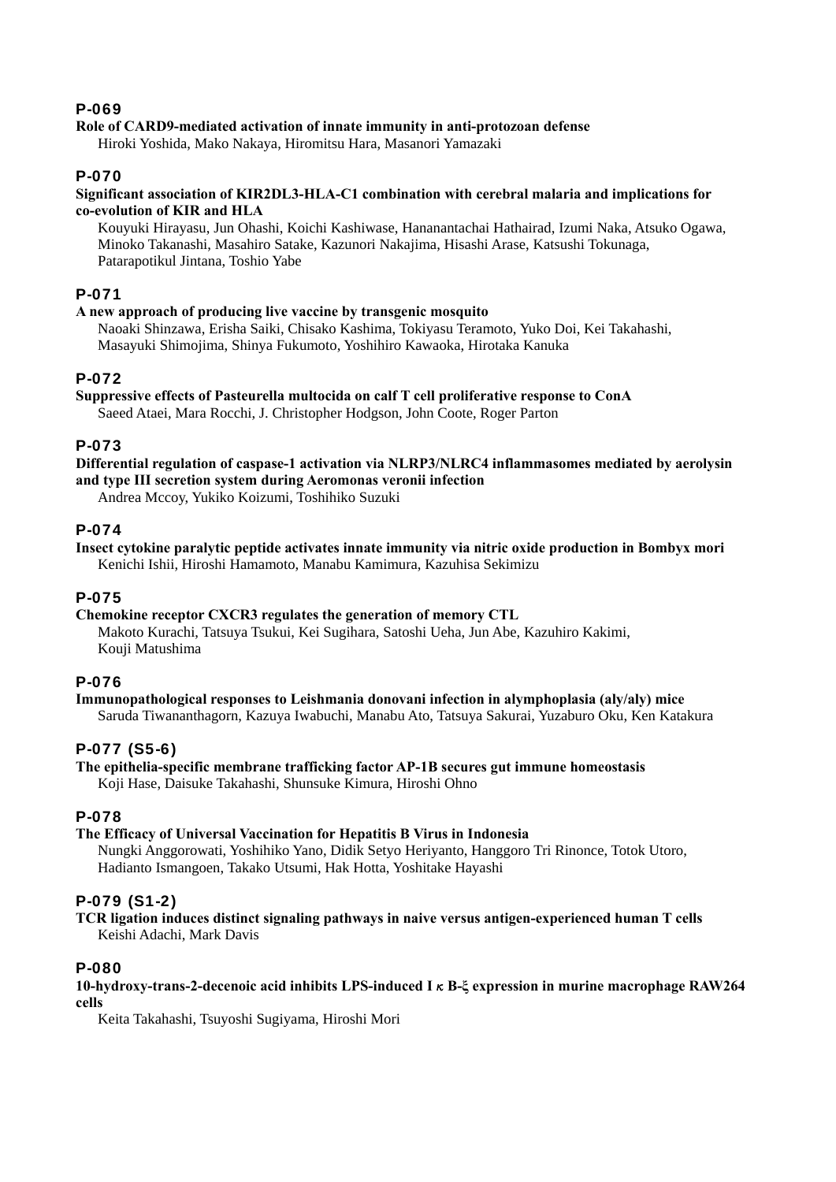### P-069

**Role of CARD9-mediated activation of innate immunity in anti-protozoan defense**

Hiroki Yoshida, Mako Nakaya, Hiromitsu Hara, Masanori Yamazaki

### P-070

**Significant association of KIR2DL3-HLA-C1 combination with cerebral malaria and implications for co-evolution of KIR and HLA**

Kouyuki Hirayasu, Jun Ohashi, Koichi Kashiwase, Hananantachai Hathairad, Izumi Naka, Atsuko Ogawa, Minoko Takanashi, Masahiro Satake, Kazunori Nakajima, Hisashi Arase, Katsushi Tokunaga, Patarapotikul Jintana, Toshio Yabe

### P-071

**A new approach of producing live vaccine by transgenic mosquito**

Naoaki Shinzawa, Erisha Saiki, Chisako Kashima, Tokiyasu Teramoto, Yuko Doi, Kei Takahashi, Masayuki Shimojima, Shinya Fukumoto, Yoshihiro Kawaoka, Hirotaka Kanuka

### P-072

**Suppressive effects of Pasteurella multocida on calf T cell proliferative response to ConA**

Saeed Ataei, Mara Rocchi, J. Christopher Hodgson, John Coote, Roger Parton

### P-073

**Differential regulation of caspase-1 activation via NLRP3/NLRC4 inflammasomes mediated by aerolysin and type III secretion system during Aeromonas veronii infection**

Andrea Mccoy, Yukiko Koizumi, Toshihiko Suzuki

### P-074

**Insect cytokine paralytic peptide activates innate immunity via nitric oxide production in Bombyx mori**

Kenichi Ishii, Hiroshi Hamamoto, Manabu Kamimura, Kazuhisa Sekimizu

### P-075

**Chemokine receptor CXCR3 regulates the generation of memory CTL**

Makoto Kurachi, Tatsuya Tsukui, Kei Sugihara, Satoshi Ueha, Jun Abe, Kazuhiro Kakimi, Kouji Matushima

### P-076

**Immunopathological responses to Leishmania donovani infection in alymphoplasia (aly/aly) mice**

Saruda Tiwananthagorn, Kazuya Iwabuchi, Manabu Ato, Tatsuya Sakurai, Yuzaburo Oku, Ken Katakura

### P-077 (S5-6)

**The epithelia-specific membrane trafficking factor AP-1B secures gut immune homeostasis**

Koji Hase, Daisuke Takahashi, Shunsuke Kimura, Hiroshi Ohno

### P-078

**The Efficacy of Universal Vaccination for Hepatitis B Virus in Indonesia**

Nungki Anggorowati, Yoshihiko Yano, Didik Setyo Heriyanto, Hanggoro Tri Rinonce, Totok Utoro, Hadianto Ismangoen, Takako Utsumi, Hak Hotta, Yoshitake Hayashi

### P-079 (S1-2)

**TCR ligation induces distinct signaling pathways in naive versus antigen-experienced human T cells**

Keishi Adachi, Mark Davis

### P-080

**10-hydroxy-trans-2-decenoic acid inhibits LPS-induced I κ B-ξ expression in murine macrophage RAW264 cells**

Keita Takahashi, Tsuyoshi Sugiyama, Hiroshi Mori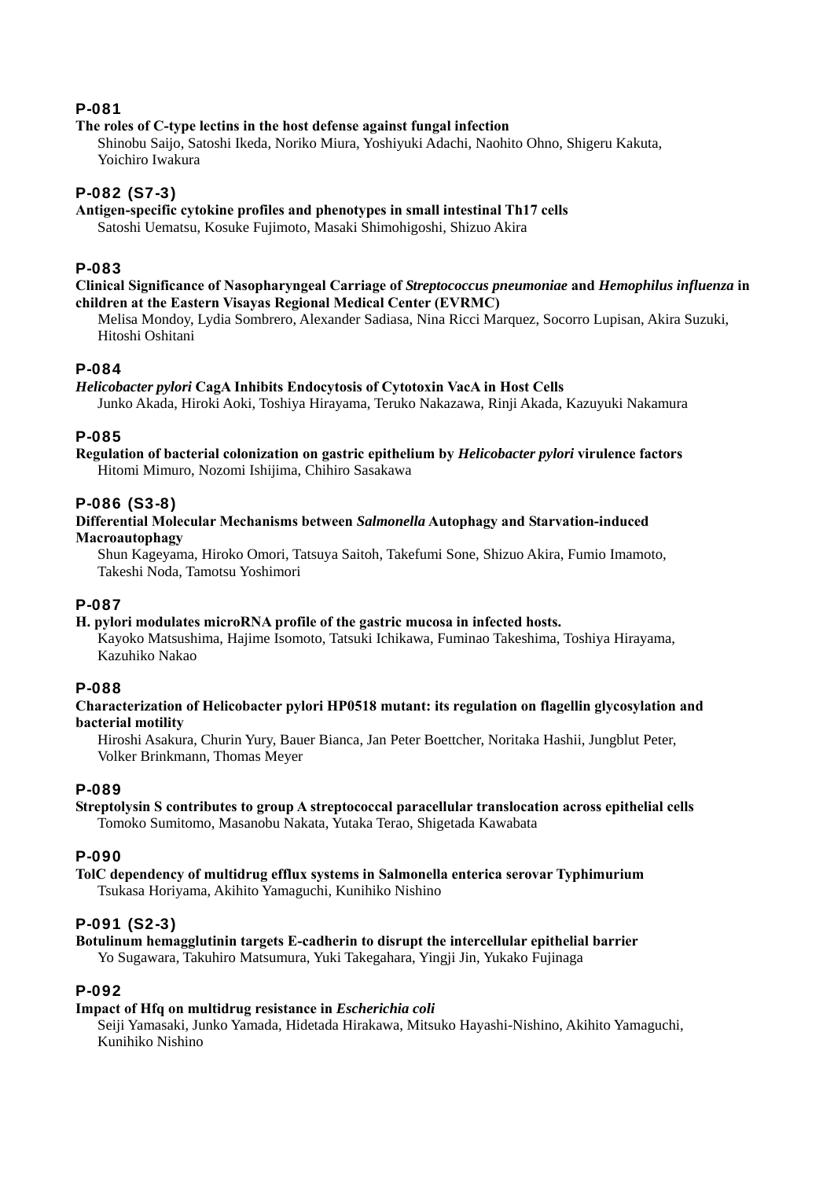## P-081

**The roles of C-type lectins in the host defense against fungal infection**

Shinobu Saijo, Satoshi Ikeda, Noriko Miura, Yoshiyuki Adachi, Naohito Ohno, Shigeru Kakuta, Yoichiro Iwakura

## P-082 (S7-3)

**Antigen-specific cytokine profiles and phenotypes in small intestinal Th17 cells**

Satoshi Uematsu, Kosuke Fujimoto, Masaki Shimohigoshi, Shizuo Akira

## P-083

**Clinical Significance of Nasopharyngeal Carriage of *Streptococcus pneumoniae* and *Hemophilus influenza* in children at the Eastern Visayas Regional Medical Center (EVRMC)**

Melisa Mondoy, Lydia Sombrero, Alexander Sadiasa, Nina Ricci Marquez, Socorro Lupisan, Akira Suzuki, Hitoshi Oshitani

## P-084

***Helicobacter pylori* CagA Inhibits Endocytosis of Cytotoxin VacA in Host Cells**

Junko Akada, Hiroki Aoki, Toshiya Hirayama, Teruko Nakazawa, Rinji Akada, Kazuyuki Nakamura

## P-085

**Regulation of bacterial colonization on gastric epithelium by *Helicobacter pylori* virulence factors**

Hitomi Mimuro, Nozomi Ishijima, Chihiro Sasakawa

## P-086 (S3-8)

**Differential Molecular Mechanisms between *Salmonella* Autophagy and Starvation-induced Macroautophagy**

Shun Kageyama, Hiroko Omori, Tatsuya Saitoh, Takefumi Sone, Shizuo Akira, Fumio Imamoto, Takeshi Noda, Tamotsu Yoshimori

## P-087

**H. pylori modulates microRNA profile of the gastric mucosa in infected hosts.**

Kayoko Matsushima, Hajime Isomoto, Tatsuki Ichikawa, Fuminao Takeshima, Toshiya Hirayama, Kazuhiko Nakao

## P-088

**Characterization of Helicobacter pylori HP0518 mutant: its regulation on flagellin glycosylation and bacterial motility**

Hiroshi Asakura, Churin Yury, Bauer Bianca, Jan Peter Boettcher, Noritaka Hashii, Jungblut Peter, Volker Brinkmann, Thomas Meyer

## P-089

**Streptolysin S contributes to group A streptococcal paracellular translocation across epithelial cells**

Tomoko Sumitomo, Masanobu Nakata, Yutaka Terao, Shigetada Kawabata

## P-090

**TolC dependency of multidrug efflux systems in Salmonella enterica serovar Typhimurium**

Tsukasa Horiyama, Akihito Yamaguchi, Kunihiko Nishino

## P-091 (S2-3)

**Botulinum hemagglutinin targets E-cadherin to disrupt the intercellular epithelial barrier**

Yo Sugawara, Takuhiro Matsumura, Yuki Takegahara, Yingji Jin, Yukako Fujinaga

## P-092

**Impact of Hfq on multidrug resistance in *Escherichia coli***

Seiji Yamasaki, Junko Yamada, Hidetada Hirakawa, Mitsuko Hayashi-Nishino, Akihito Yamaguchi, Kunihiko Nishino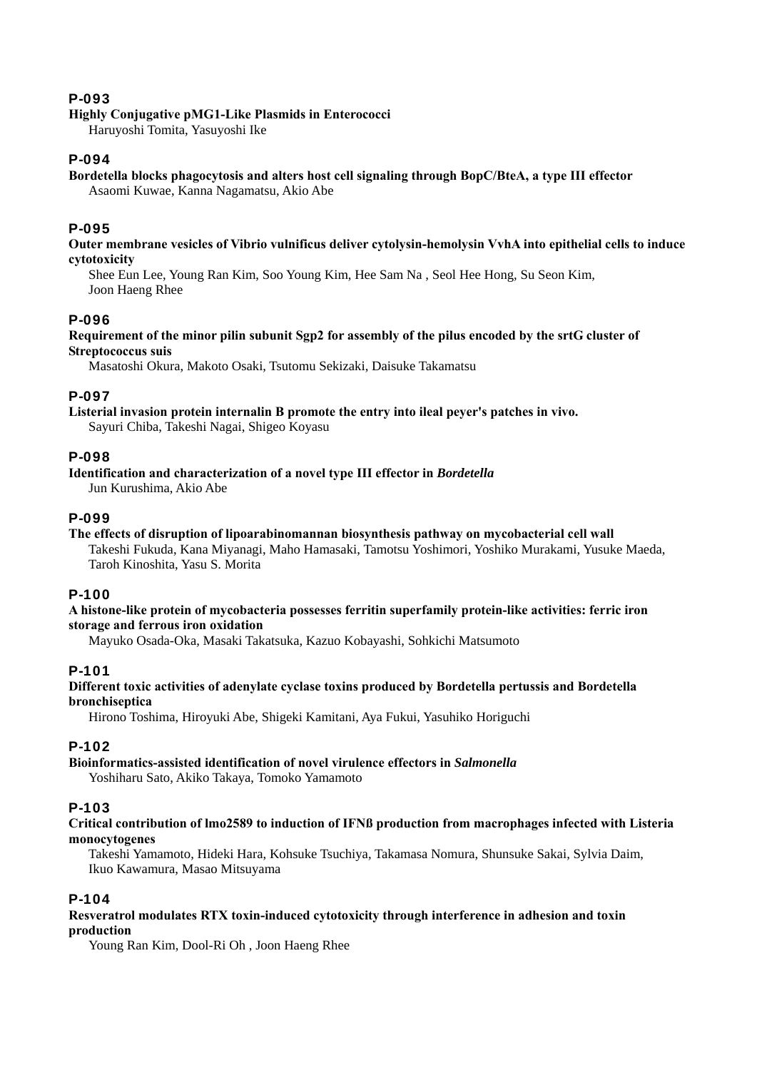### P-093

**Highly Conjugative pMG1-Like Plasmids in Enterococci**

Haruyoshi Tomita, Yasuyoshi Ike

### P-094

**Bordetella blocks phagocytosis and alters host cell signaling through BopC/BteA, a type III effector**

Asaomi Kuwae, Kanna Nagamatsu, Akio Abe

### P-095

**Outer membrane vesicles of Vibrio vulnificus deliver cytolysin-hemolysin VvhA into epithelial cells to induce cytotoxicity**

Shee Eun Lee, Young Ran Kim, Soo Young Kim, Hee Sam Na , Seol Hee Hong, Su Seon Kim, Joon Haeng Rhee

### P-096

**Requirement of the minor pilin subunit Sgp2 for assembly of the pilus encoded by the srtG cluster of Streptococcus suis**

Masatoshi Okura, Makoto Osaki, Tsutomu Sekizaki, Daisuke Takamatsu

### P-097

**Listerial invasion protein internalin B promote the entry into ileal peyer's patches in vivo.**

Sayuri Chiba, Takeshi Nagai, Shigeo Koyasu

### P-098

**Identification and characterization of a novel type III effector in *Bordetella***

Jun Kurushima, Akio Abe

### P-099

**The effects of disruption of lipoarabinomannan biosynthesis pathway on mycobacterial cell wall**

Takeshi Fukuda, Kana Miyanagi, Maho Hamasaki, Tamotsu Yoshimori, Yoshiko Murakami, Yusuke Maeda, Taroh Kinoshita, Yasu S. Morita

### P-100

**A histone-like protein of mycobacteria possesses ferritin superfamily protein-like activities: ferric iron storage and ferrous iron oxidation**

Mayuko Osada-Oka, Masaki Takatsuka, Kazuo Kobayashi, Sohkichi Matsumoto

### P-101

**Different toxic activities of adenylate cyclase toxins produced by Bordetella pertussis and Bordetella bronchiseptica**

Hirono Toshima, Hiroyuki Abe, Shigeki Kamitani, Aya Fukui, Yasuhiko Horiguchi

### P-102

**Bioinformatics-assisted identification of novel virulence effectors in *Salmonella***

Yoshiharu Sato, Akiko Takaya, Tomoko Yamamoto

### P-103

**Critical contribution of lmo2589 to induction of IFNß production from macrophages infected with Listeria monocytogenes**

Takeshi Yamamoto, Hideki Hara, Kohsuke Tsuchiya, Takamasa Nomura, Shunsuke Sakai, Sylvia Daim, Ikuo Kawamura, Masao Mitsuyama

### P-104

**Resveratrol modulates RTX toxin-induced cytotoxicity through interference in adhesion and toxin production**

Young Ran Kim, Dool-Ri Oh , Joon Haeng Rhee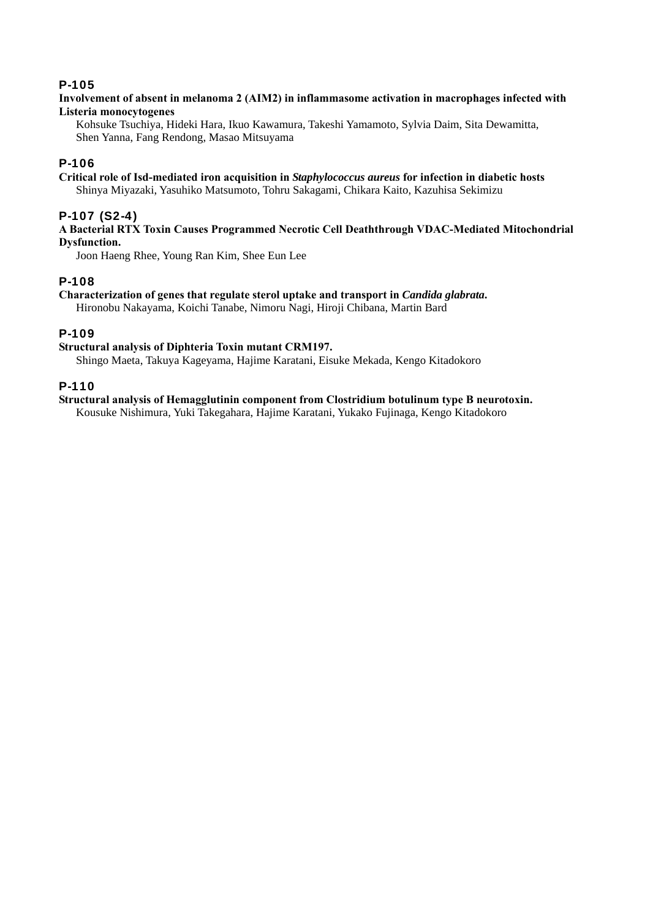### P-105

**Involvement of absent in melanoma 2 (AIM2) in inflammasome activation in macrophages infected with Listeria monocytogenes**

Kohsuke Tsuchiya, Hideki Hara, Ikuo Kawamura, Takeshi Yamamoto, Sylvia Daim, Sita Dewamitta, Shen Yanna, Fang Rendong, Masao Mitsuyama

### P-106

**Critical role of Isd-mediated iron acquisition in *Staphylococcus aureus* for infection in diabetic hosts**

Shinya Miyazaki, Yasuhiko Matsumoto, Tohru Sakagami, Chikara Kaito, Kazuhisa Sekimizu

### P-107 (S2-4)

**A Bacterial RTX Toxin Causes Programmed Necrotic Cell Deaththrough VDAC-Mediated Mitochondrial Dysfunction.**

Joon Haeng Rhee, Young Ran Kim, Shee Eun Lee

### P-108

**Characterization of genes that regulate sterol uptake and transport in *Candida glabrata*.**

Hironobu Nakayama, Koichi Tanabe, Nimoru Nagi, Hiroji Chibana, Martin Bard

### P-109

**Structural analysis of Diphteria Toxin mutant CRM197.**

Shingo Maeta, Takuya Kageyama, Hajime Karatani, Eisuke Mekada, Kengo Kitadokoro

### P-110

**Structural analysis of Hemagglutinin component from Clostridium botulinum type B neurotoxin.**

Kousuke Nishimura, Yuki Takegahara, Hajime Karatani, Yukako Fujinaga, Kengo Kitadokoro